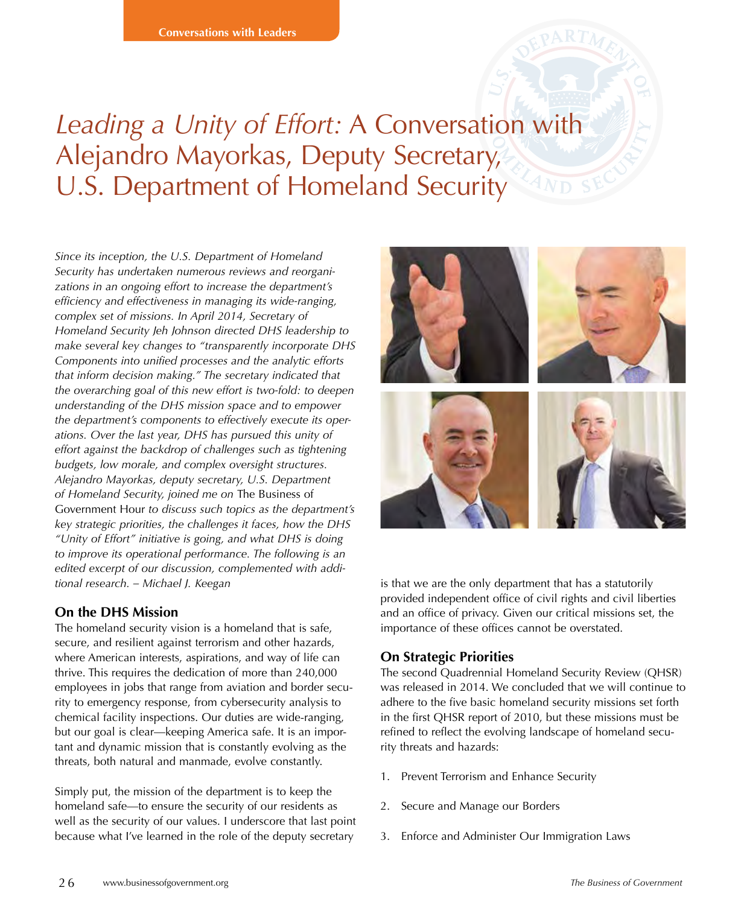Conversations with Leaders

# *Leading a Unity of Effort:* A Conversation with Alejandro Mayorkas, Deputy Secretary, U.S. Department of Homeland Security

*Since its inception, the U.S. Department of Homeland Security has undertaken numerous reviews and reorganizations in an ongoing effort to increase the department's efficiency and effectiveness in managing its wide-ranging, complex set of missions. In April 2014, Secretary of Homeland Security Jeh Johnson directed DHS leadership to make several key changes to "transparently incorporate DHS Components into unified processes and the analytic efforts that inform decision making." The secretary indicated that the overarching goal of this new effort is two-fold: to deepen understanding of the DHS mission space and to empower the department's components to effectively execute its operations. Over the last year, DHS has pursued this unity of effort against the backdrop of challenges such as tightening budgets, low morale, and complex oversight structures. Alejandro Mayorkas, deputy secretary, U.S. Department of Homeland Security, joined me on* The Business of Government Hour *to discuss such topics as the department's key strategic priorities, the challenges it faces, how the DHS "Unity of Effort" initiative is going, and what DHS is doing to improve its operational performance. The following is an edited excerpt of our discussion, complemented with additional research. – Michael J. Keegan*

## On the DHS Mission

The homeland security vision is a homeland that is safe, secure, and resilient against terrorism and other hazards, where American interests, aspirations, and way of life can thrive. This requires the dedication of more than 240,000 employees in jobs that range from aviation and border security to emergency response, from cybersecurity analysis to chemical facility inspections. Our duties are wide-ranging, but our goal is clear—keeping America safe. It is an important and dynamic mission that is constantly evolving as the threats, both natural and manmade, evolve constantly.

Simply put, the mission of the department is to keep the homeland safe—to ensure the security of our residents as well as the security of our values. I underscore that last point because what I've learned in the role of the deputy secretary is that we are the only department that has a statutorily provided independent office of civil rights and civil liberties and an office of privacy. Given our critical missions set, the importance of these offices cannot be overstated.

## On Strategic Priorities

The second Quadrennial Homeland Security Review (QHSR) was released in 2014. We concluded that we will continue to adhere to the five basic homeland security missions set forth in the first QHSR report of 2010, but these missions must be refined to reflect the evolving landscape of homeland security threats and hazards:

1. Prevent Terrorism and Enhance Security
2. Secure and Manage our Borders
3. Enforce and Administer Our Immigration Laws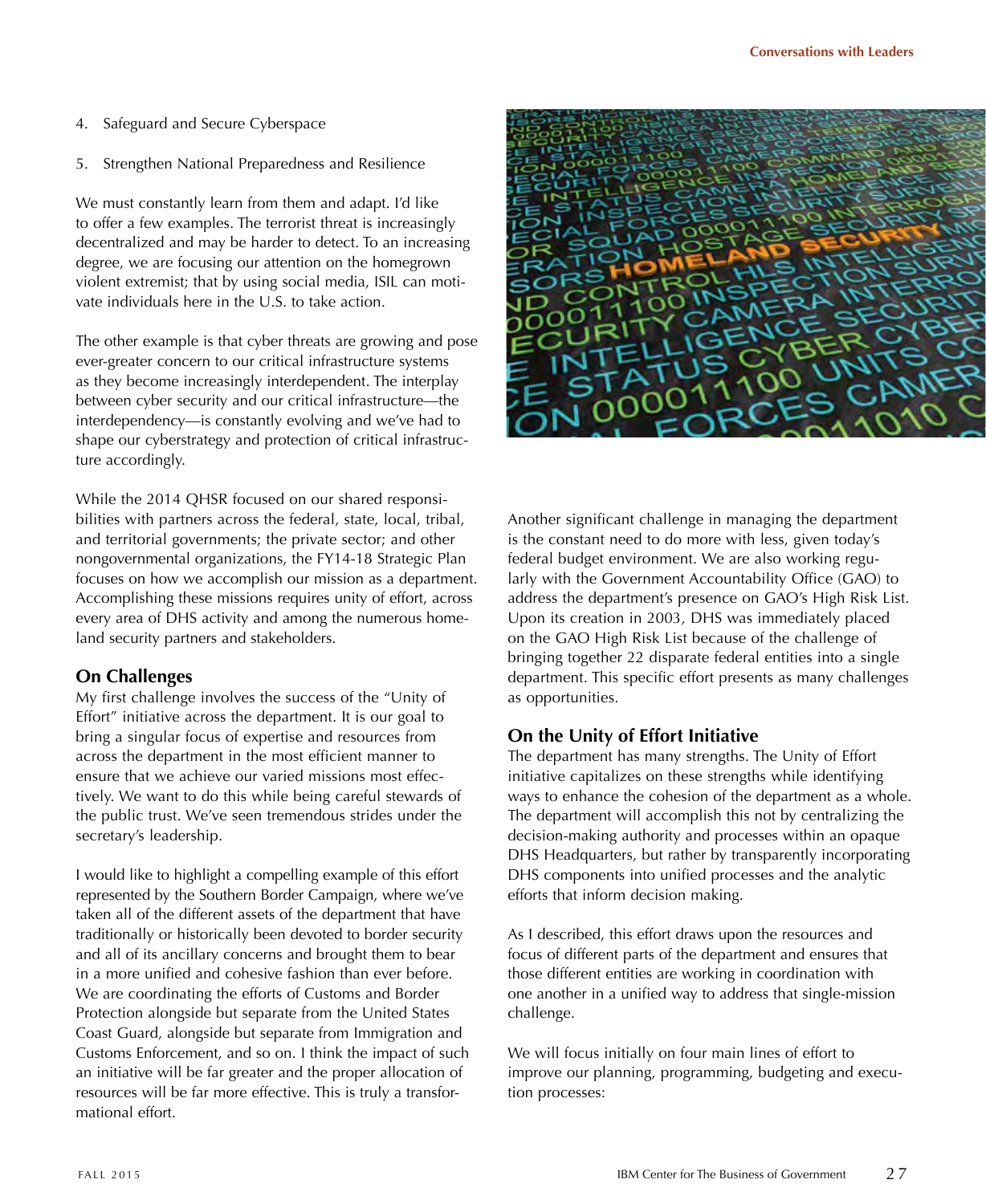4. Safeguard and Secure Cyberspace

5. Strengthen National Preparedness and Resilience

We must constantly learn from them and adapt. I'd like to offer a few examples. The terrorist threat is increasingly decentralized and may be harder to detect. To an increasing degree, we are focusing our attention on the homegrown violent extremist; that by using social media, ISIL can motivate individuals here in the U.S. to take action.

The other example is that cyber threats are growing and pose ever-greater concern to our critical infrastructure systems as they become increasingly interdependent. The interplay between cyber security and our critical infrastructure—the interdependency—is constantly evolving and we've had to shape our cyberstrategy and protection of critical infrastructure accordingly.

While the 2014 QHSR focused on our shared responsibilities with partners across the federal, state, local, tribal, and territorial governments; the private sector; and other nongovernmental organizations, the FY14-18 Strategic Plan focuses on how we accomplish our mission as a department. Accomplishing these missions requires unity of effort, across every area of DHS activity and among the numerous homeland security partners and stakeholders.

## On Challenges

My first challenge involves the success of the "Unity of Effort" initiative across the department. It is our goal to bring a singular focus of expertise and resources from across the department in the most efficient manner to ensure that we achieve our varied missions most effectively. We want to do this while being careful stewards of the public trust. We've seen tremendous strides under the secretary's leadership.

I would like to highlight a compelling example of this effort represented by the Southern Border Campaign, where we've taken all of the different assets of the department that have traditionally or historically been devoted to border security and all of its ancillary concerns and brought them to bear in a more unified and cohesive fashion than ever before. We are coordinating the efforts of Customs and Border Protection alongside but separate from the United States Coast Guard, alongside but separate from Immigration and Customs Enforcement, and so on. I think the impact of such an initiative will be far greater and the proper allocation of resources will be far more effective. This is truly a transformational effort.

Another significant challenge in managing the department is the constant need to do more with less, given today's federal budget environment. We are also working regularly with the Government Accountability Office (GAO) to address the department's presence on GAO's High Risk List. Upon its creation in 2003, DHS was immediately placed on the GAO High Risk List because of the challenge of bringing together 22 disparate federal entities into a single department. This specific effort presents as many challenges as opportunities.

## On the Unity of Effort Initiative

The department has many strengths. The Unity of Effort initiative capitalizes on these strengths while identifying ways to enhance the cohesion of the department as a whole. The department will accomplish this not by centralizing the decision-making authority and processes within an opaque DHS Headquarters, but rather by transparently incorporating DHS components into unified processes and the analytic efforts that inform decision making.

As I described, this effort draws upon the resources and focus of different parts of the department and ensures that those different entities are working in coordination with one another in a unified way to address that single-mission challenge.

We will focus initially on four main lines of effort to improve our planning, programming, budgeting and execution processes: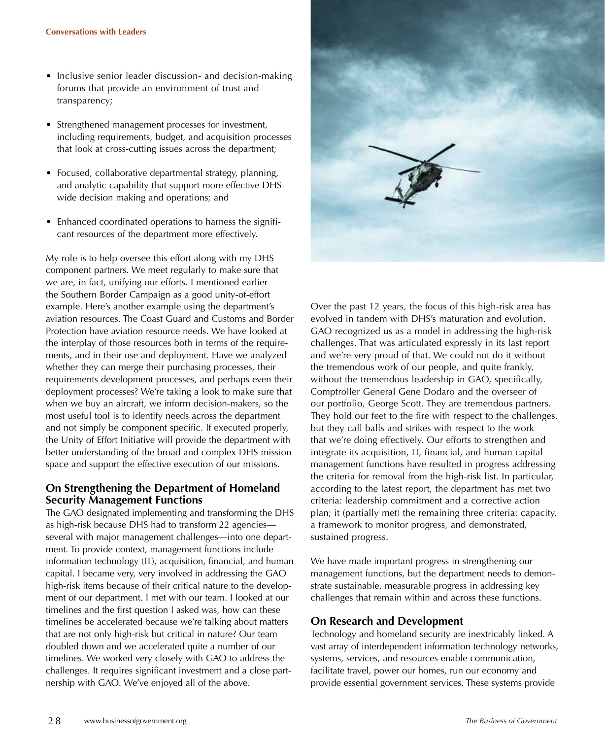- Inclusive senior leader discussion- and decision-making forums that provide an environment of trust and transparency;
- Strengthened management processes for investment, including requirements, budget, and acquisition processes that look at cross-cutting issues across the department;
- Focused, collaborative departmental strategy, planning, and analytic capability that support more effective DHS-wide decision making and operations; and
- Enhanced coordinated operations to harness the significant resources of the department more effectively.

My role is to help oversee this effort along with my DHS component partners. We meet regularly to make sure that we are, in fact, unifying our efforts. I mentioned earlier the Southern Border Campaign as a good unity-of-effort example. Here's another example using the department's aviation resources. The Coast Guard and Customs and Border Protection have aviation resource needs. We have looked at the interplay of those resources both in terms of the requirements, and in their use and deployment. Have we analyzed whether they can merge their purchasing processes, their requirements development processes, and perhaps even their deployment processes? We're taking a look to make sure that when we buy an aircraft, we inform decision-makers, so the most useful tool is to identify needs across the department and not simply be component specific. If executed properly, the Unity of Effort Initiative will provide the department with better understanding of the broad and complex DHS mission space and support the effective execution of our missions.

## On Strengthening the Department of Homeland Security Management Functions

The GAO designated implementing and transforming the DHS as high-risk because DHS had to transform 22 agencies—several with major management challenges—into one department. To provide context, management functions include information technology (IT), acquisition, financial, and human capital. I became very, very involved in addressing the GAO high-risk items because of their critical nature to the development of our department. I met with our team. I looked at our timelines and the first question I asked was, how can these timelines be accelerated because we're talking about matters that are not only high-risk but critical in nature? Our team doubled down and we accelerated quite a number of our timelines. We worked very closely with GAO to address the challenges. It requires significant investment and a close partnership with GAO. We've enjoyed all of the above.

Over the past 12 years, the focus of this high-risk area has evolved in tandem with DHS's maturation and evolution. GAO recognized us as a model in addressing the high-risk challenges. That was articulated expressly in its last report and we're very proud of that. We could not do it without the tremendous work of our people, and quite frankly, without the tremendous leadership in GAO, specifically, Comptroller General Gene Dodaro and the overseer of our portfolio, George Scott. They are tremendous partners. They hold our feet to the fire with respect to the challenges, but they call balls and strikes with respect to the work that we're doing effectively. Our efforts to strengthen and integrate its acquisition, IT, financial, and human capital management functions have resulted in progress addressing the criteria for removal from the high-risk list. In particular, according to the latest report, the department has met two criteria: leadership commitment and a corrective action plan; it (partially met) the remaining three criteria: capacity, a framework to monitor progress, and demonstrated, sustained progress.

We have made important progress in strengthening our management functions, but the department needs to demonstrate sustainable, measurable progress in addressing key challenges that remain within and across these functions.

## On Research and Development

Technology and homeland security are inextricably linked. A vast array of interdependent information technology networks, systems, services, and resources enable communication, facilitate travel, power our homes, run our economy and provide essential government services. These systems provide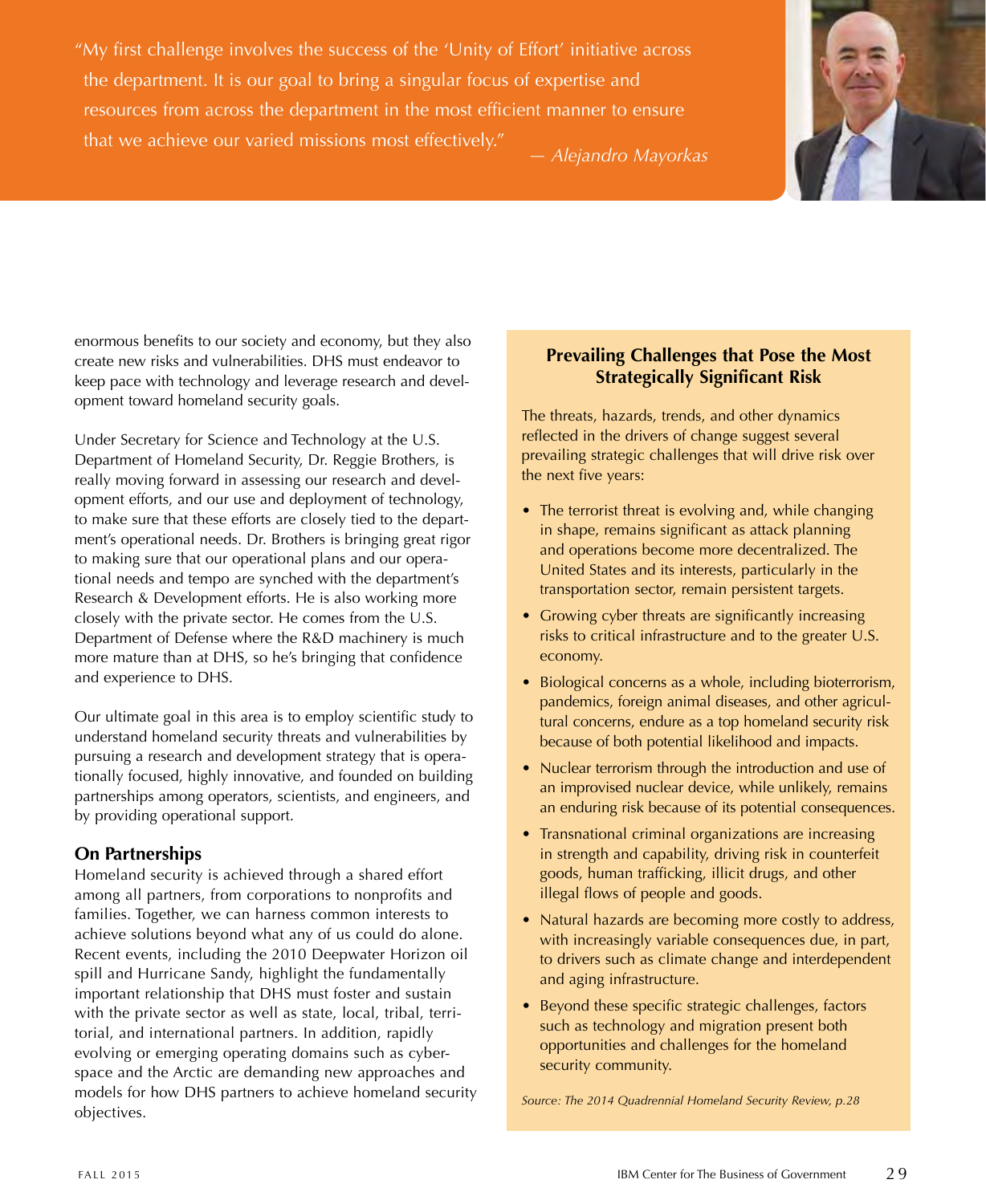> "My first challenge involves the success of the 'Unity of Effort' initiative across the department. It is our goal to bring a singular focus of expertise and resources from across the department in the most efficient manner to ensure that we achieve our varied missions most effectively."
>
> *— Alejandro Mayorkas*

enormous benefits to our society and economy, but they also create new risks and vulnerabilities. DHS must endeavor to keep pace with technology and leverage research and development toward homeland security goals.

Under Secretary for Science and Technology at the U.S. Department of Homeland Security, Dr. Reggie Brothers, is really moving forward in assessing our research and development efforts, and our use and deployment of technology, to make sure that these efforts are closely tied to the department's operational needs. Dr. Brothers is bringing great rigor to making sure that our operational plans and our operational needs and tempo are synched with the department's Research & Development efforts. He is also working more closely with the private sector. He comes from the U.S. Department of Defense where the R&D machinery is much more mature than at DHS, so he's bringing that confidence and experience to DHS.

Our ultimate goal in this area is to employ scientific study to understand homeland security threats and vulnerabilities by pursuing a research and development strategy that is operationally focused, highly innovative, and founded on building partnerships among operators, scientists, and engineers, and by providing operational support.

## On Partnerships

Homeland security is achieved through a shared effort among all partners, from corporations to nonprofits and families. Together, we can harness common interests to achieve solutions beyond what any of us could do alone. Recent events, including the 2010 Deepwater Horizon oil spill and Hurricane Sandy, highlight the fundamentally important relationship that DHS must foster and sustain with the private sector as well as state, local, tribal, territorial, and international partners. In addition, rapidly evolving or emerging operating domains such as cyberspace and the Arctic are demanding new approaches and models for how DHS partners to achieve homeland security objectives.

### Prevailing Challenges that Pose the Most Strategically Significant Risk

The threats, hazards, trends, and other dynamics reflected in the drivers of change suggest several prevailing strategic challenges that will drive risk over the next five years:

- The terrorist threat is evolving and, while changing in shape, remains significant as attack planning and operations become more decentralized. The United States and its interests, particularly in the transportation sector, remain persistent targets.
- Growing cyber threats are significantly increasing risks to critical infrastructure and to the greater U.S. economy.
- Biological concerns as a whole, including bioterrorism, pandemics, foreign animal diseases, and other agricultural concerns, endure as a top homeland security risk because of both potential likelihood and impacts.
- Nuclear terrorism through the introduction and use of an improvised nuclear device, while unlikely, remains an enduring risk because of its potential consequences.
- Transnational criminal organizations are increasing in strength and capability, driving risk in counterfeit goods, human trafficking, illicit drugs, and other illegal flows of people and goods.
- Natural hazards are becoming more costly to address, with increasingly variable consequences due, in part, to drivers such as climate change and interdependent and aging infrastructure.
- Beyond these specific strategic challenges, factors such as technology and migration present both opportunities and challenges for the homeland security community.

*Source: The 2014 Quadrennial Homeland Security Review, p.28*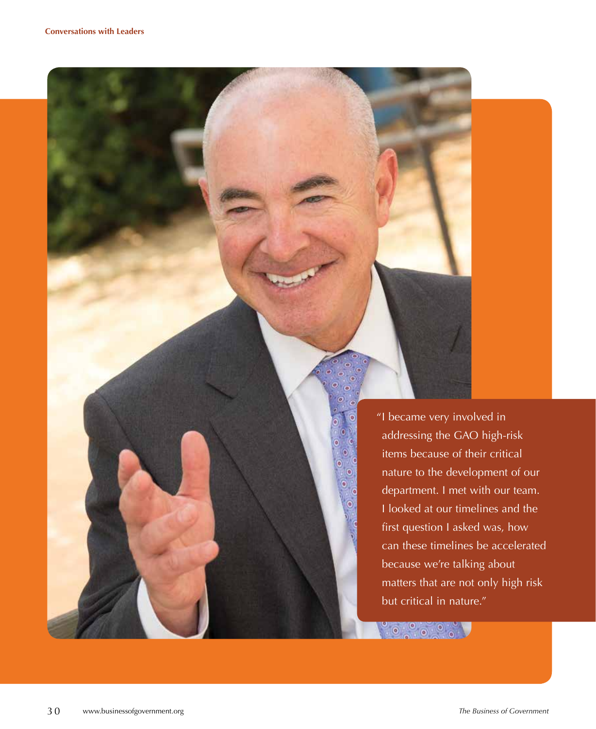"I became very involved in addressing the GAO high-risk items because of their critical nature to the development of our department. I met with our team. I looked at our timelines and the first question I asked was, how can these timelines be accelerated because we're talking about matters that are not only high risk but critical in nature."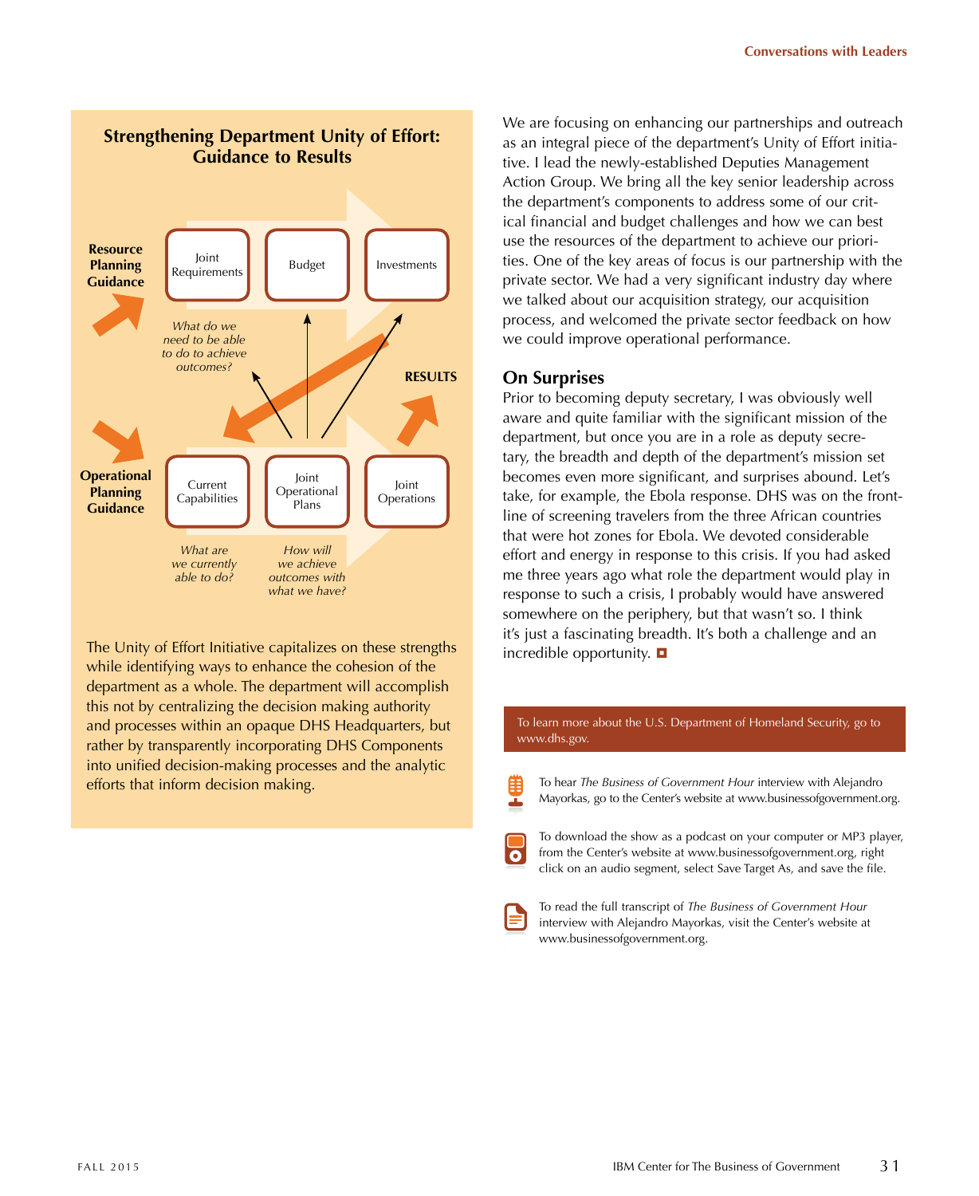## Strengthening Department Unity of Effort: Guidance to Results

Resource Planning Guidance

Joint Requirements

Budget

Investments

What do we need to be able to do to achieve outcomes?

RESULTS

Operational Planning Guidance

Current Capabilities

Joint Operational Plans

Joint Operations

What are we currently able to do?

How will we achieve outcomes with what we have?

The Unity of Effort Initiative capitalizes on these strengths while identifying ways to enhance the cohesion of the department as a whole. The department will accomplish this not by centralizing the decision making authority and processes within an opaque DHS Headquarters, but rather by transparently incorporating DHS Components into unified decision-making processes and the analytic efforts that inform decision making.

We are focusing on enhancing our partnerships and outreach as an integral piece of the department's Unity of Effort initiative. I lead the newly-established Deputies Management Action Group. We bring all the key senior leadership across the department's components to address some of our critical financial and budget challenges and how we can best use the resources of the department to achieve our priorities. One of the key areas of focus is our partnership with the private sector. We had a very significant industry day where we talked about our acquisition strategy, our acquisition process, and welcomed the private sector feedback on how we could improve operational performance.

## On Surprises

Prior to becoming deputy secretary, I was obviously well aware and quite familiar with the significant mission of the department, but once you are in a role as deputy secretary, the breadth and depth of the department's mission set becomes even more significant, and surprises abound. Let's take, for example, the Ebola response. DHS was on the frontline of screening travelers from the three African countries that were hot zones for Ebola. We devoted considerable effort and energy in response to this crisis. If you had asked me three years ago what role the department would play in response to such a crisis, I probably would have answered somewhere on the periphery, but that wasn't so. I think it's just a fascinating breadth. It's both a challenge and an incredible opportunity. ◘

To learn more about the U.S. Department of Homeland Security, go to www.dhs.gov.

To hear *The Business of Government Hour* interview with Alejandro Mayorkas, go to the Center's website at www.businessofgovernment.org.

To download the show as a podcast on your computer or MP3 player, from the Center's website at www.businessofgovernment.org, right click on an audio segment, select Save Target As, and save the file.

To read the full transcript of *The Business of Government Hour* interview with Alejandro Mayorkas, visit the Center's website at www.businessofgovernment.org.